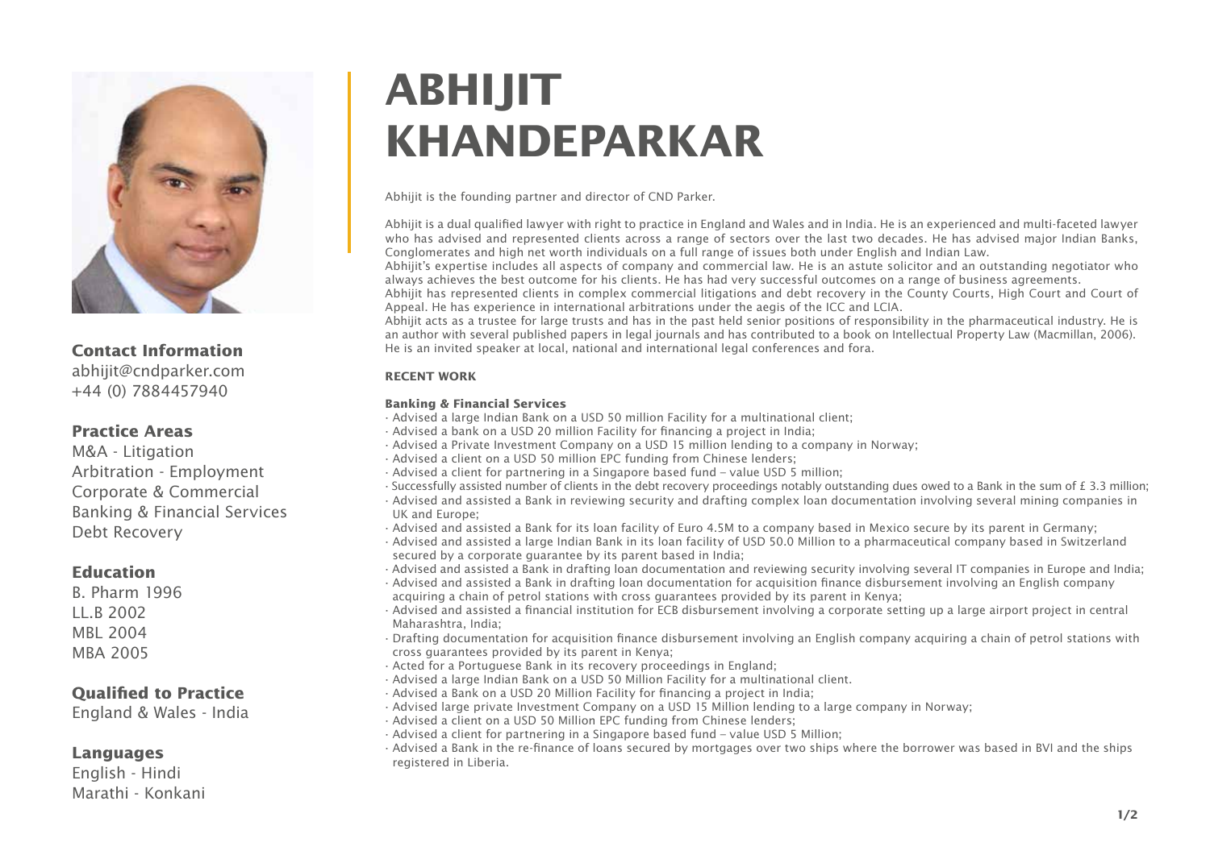# ABHIJIT KHANDEPARKAR

## Contact Information

abhijit@cndparker.com
+44 (0) 7884457940

## Practice Areas

M&A - Litigation
Arbitration - Employment
Corporate & Commercial
Banking & Financial Services
Debt Recovery

## Education

B. Pharm 1996
LL.B 2002
MBL 2004
MBA 2005

## Qualified to Practice

England & Wales - India

## Languages

English - Hindi
Marathi - Konkani

Abhijit is the founding partner and director of CND Parker.

Abhijit is a dual qualified lawyer with right to practice in England and Wales and in India. He is an experienced and multi-faceted lawyer who has advised and represented clients across a range of sectors over the last two decades. He has advised major Indian Banks, Conglomerates and high net worth individuals on a full range of issues both under English and Indian Law.

Abhijit's expertise includes all aspects of company and commercial law. He is an astute solicitor and an outstanding negotiator who always achieves the best outcome for his clients. He has had very successful outcomes on a range of business agreements.

Abhijit has represented clients in complex commercial litigations and debt recovery in the County Courts, High Court and Court of Appeal. He has experience in international arbitrations under the aegis of the ICC and LCIA.

Abhijit acts as a trustee for large trusts and has in the past held senior positions of responsibility in the pharmaceutical industry. He is an author with several published papers in legal journals and has contributed to a book on Intellectual Property Law (Macmillan, 2006). He is an invited speaker at local, national and international legal conferences and fora.

### RECENT WORK

#### Banking & Financial Services

- Advised a large Indian Bank on a USD 50 million Facility for a multinational client;
- Advised a bank on a USD 20 million Facility for financing a project in India;
- Advised a Private Investment Company on a USD 15 million lending to a company in Norway;
- Advised a client on a USD 50 million EPC funding from Chinese lenders;
- Advised a client for partnering in a Singapore based fund – value USD 5 million;
- Successfully assisted number of clients in the debt recovery proceedings notably outstanding dues owed to a Bank in the sum of £ 3.3 million;
- Advised and assisted a Bank in reviewing security and drafting complex loan documentation involving several mining companies in UK and Europe;
- Advised and assisted a Bank for its loan facility of Euro 4.5M to a company based in Mexico secure by its parent in Germany;
- Advised and assisted a large Indian Bank in its loan facility of USD 50.0 Million to a pharmaceutical company based in Switzerland secured by a corporate guarantee by its parent based in India;
- Advised and assisted a Bank in drafting loan documentation and reviewing security involving several IT companies in Europe and India;
- Advised and assisted a Bank in drafting loan documentation for acquisition finance disbursement involving an English company acquiring a chain of petrol stations with cross guarantees provided by its parent in Kenya;
- Advised and assisted a financial institution for ECB disbursement involving a corporate setting up a large airport project in central Maharashtra, India;
- Drafting documentation for acquisition finance disbursement involving an English company acquiring a chain of petrol stations with cross guarantees provided by its parent in Kenya;
- Acted for a Portuguese Bank in its recovery proceedings in England;
- Advised a large Indian Bank on a USD 50 Million Facility for a multinational client.
- Advised a Bank on a USD 20 Million Facility for financing a project in India;
- Advised large private Investment Company on a USD 15 Million lending to a large company in Norway;
- Advised a client on a USD 50 Million EPC funding from Chinese lenders;
- Advised a client for partnering in a Singapore based fund – value USD 5 Million;
- Advised a Bank in the re-finance of loans secured by mortgages over two ships where the borrower was based in BVI and the ships registered in Liberia.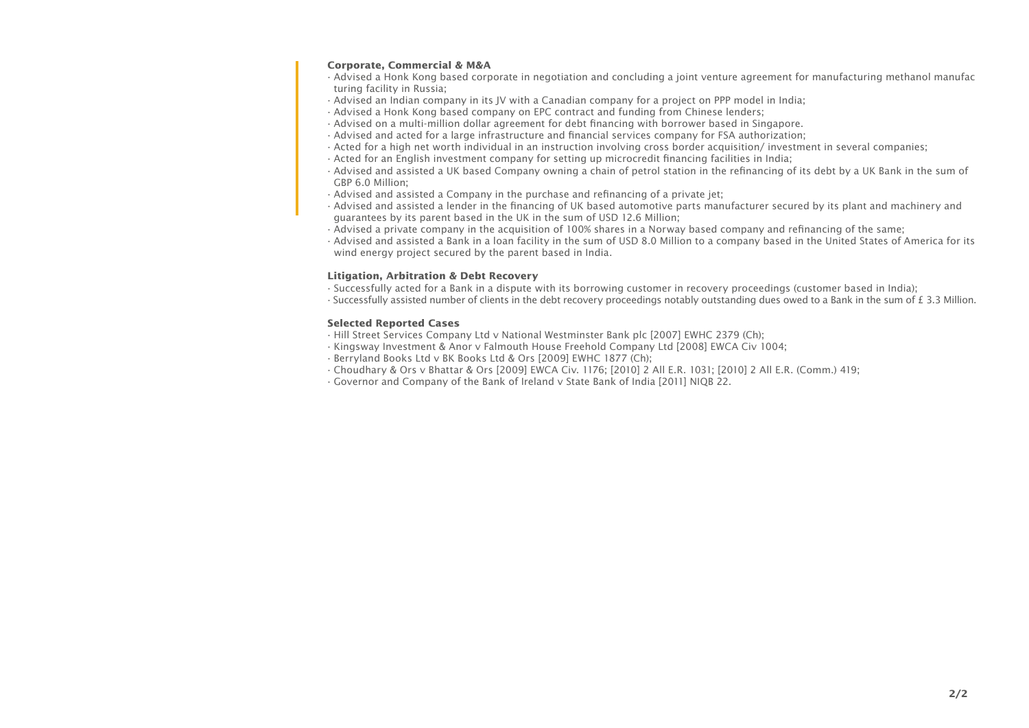### Corporate, Commercial & M&A

- Advised a Honk Kong based corporate in negotiation and concluding a joint venture agreement for manufacturing methanol manufac turing facility in Russia;
- Advised an Indian company in its JV with a Canadian company for a project on PPP model in India;
- Advised a Honk Kong based company on EPC contract and funding from Chinese lenders;
- Advised on a multi-million dollar agreement for debt financing with borrower based in Singapore.
- Advised and acted for a large infrastructure and financial services company for FSA authorization;
- Acted for a high net worth individual in an instruction involving cross border acquisition/ investment in several companies;
- Acted for an English investment company for setting up microcredit financing facilities in India;
- Advised and assisted a UK based Company owning a chain of petrol station in the refinancing of its debt by a UK Bank in the sum of GBP 6.0 Million;
- Advised and assisted a Company in the purchase and refinancing of a private jet;
- Advised and assisted a lender in the financing of UK based automotive parts manufacturer secured by its plant and machinery and guarantees by its parent based in the UK in the sum of USD 12.6 Million;
- Advised a private company in the acquisition of 100% shares in a Norway based company and refinancing of the same;
- Advised and assisted a Bank in a loan facility in the sum of USD 8.0 Million to a company based in the United States of America for its wind energy project secured by the parent based in India.

### Litigation, Arbitration & Debt Recovery

- Successfully acted for a Bank in a dispute with its borrowing customer in recovery proceedings (customer based in India);
- Successfully assisted number of clients in the debt recovery proceedings notably outstanding dues owed to a Bank in the sum of £ 3.3 Million.

### Selected Reported Cases

- Hill Street Services Company Ltd v National Westminster Bank plc [2007] EWHC 2379 (Ch);
- Kingsway Investment & Anor v Falmouth House Freehold Company Ltd [2008] EWCA Civ 1004;
- Berryland Books Ltd v BK Books Ltd & Ors [2009] EWHC 1877 (Ch);
- Choudhary & Ors v Bhattar & Ors [2009] EWCA Civ. 1176; [2010] 2 All E.R. 1031; [2010] 2 All E.R. (Comm.) 419;
- Governor and Company of the Bank of Ireland v State Bank of India [2011] NIQB 22.